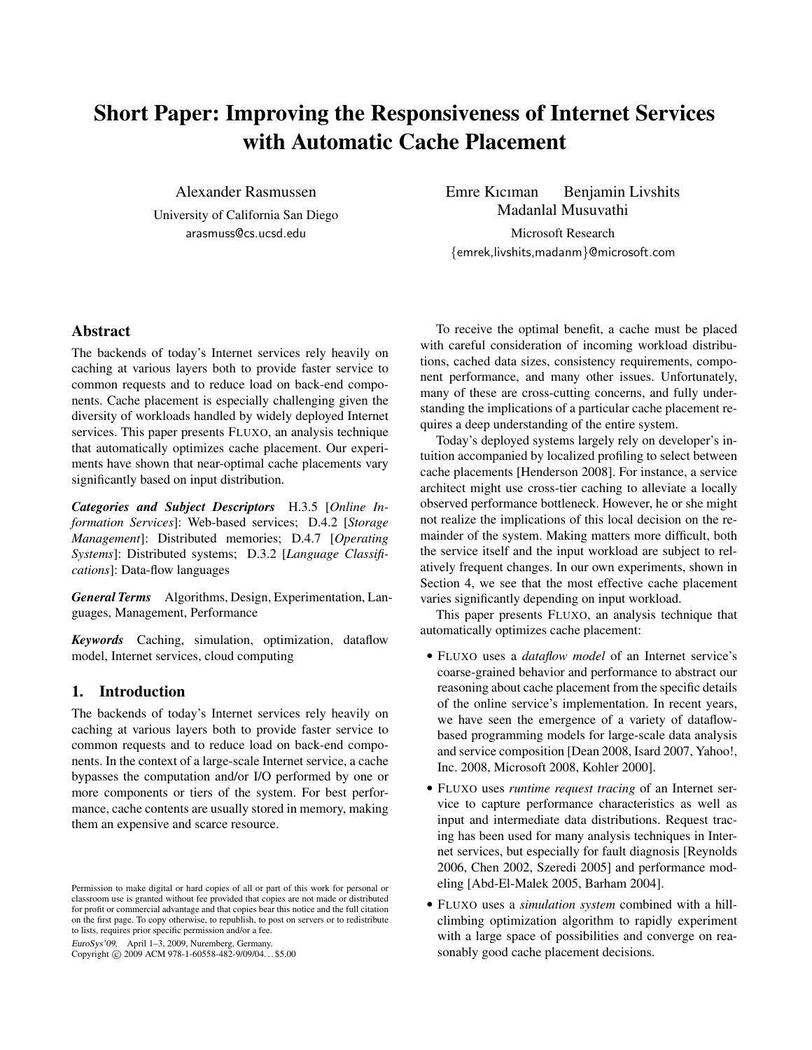# Short Paper: Improving the Responsiveness of Internet Services with Automatic Cache Placement

Alexander Rasmussen
University of California San Diego
arasmuss@cs.ucsd.edu

Emre Kıcıman Benjamin Livshits Madanlal Musuvathi
Microsoft Research
{emrek,livshits,madanm}@microsoft.com

## Abstract

The backends of today's Internet services rely heavily on caching at various layers both to provide faster service to common requests and to reduce load on back-end components. Cache placement is especially challenging given the diversity of workloads handled by widely deployed Internet services. This paper presents FLUXO, an analysis technique that automatically optimizes cache placement. Our experiments have shown that near-optimal cache placements vary significantly based on input distribution.

***Categories and Subject Descriptors*** H.3.5 [*Online Information Services*]: Web-based services; D.4.2 [*Storage Management*]: Distributed memories; D.4.7 [*Operating Systems*]: Distributed systems; D.3.2 [*Language Classifications*]: Data-flow languages

***General Terms*** Algorithms, Design, Experimentation, Languages, Management, Performance

***Keywords*** Caching, simulation, optimization, dataflow model, Internet services, cloud computing

## 1. Introduction

The backends of today's Internet services rely heavily on caching at various layers both to provide faster service to common requests and to reduce load on back-end components. In the context of a large-scale Internet service, a cache bypasses the computation and/or I/O performed by one or more components or tiers of the system. For best performance, cache contents are usually stored in memory, making them an expensive and scarce resource.

Permission to make digital or hard copies of all or part of this work for personal or classroom use is granted without fee provided that copies are not made or distributed for profit or commercial advantage and that copies bear this notice and the full citation on the first page. To copy otherwise, to republish, to post on servers or to redistribute to lists, requires prior specific permission and/or a fee.

*EuroSys'09,* April 1–3, 2009, Nuremberg, Germany.
Copyright © 2009 ACM 978-1-60558-482-9/09/04... $5.00

To receive the optimal benefit, a cache must be placed with careful consideration of incoming workload distributions, cached data sizes, consistency requirements, component performance, and many other issues. Unfortunately, many of these are cross-cutting concerns, and fully understanding the implications of a particular cache placement requires a deep understanding of the entire system.

Today's deployed systems largely rely on developer's intuition accompanied by localized profiling to select between cache placements [Henderson 2008]. For instance, a service architect might use cross-tier caching to alleviate a locally observed performance bottleneck. However, he or she might not realize the implications of this local decision on the remainder of the system. Making matters more difficult, both the service itself and the input workload are subject to relatively frequent changes. In our own experiments, shown in Section 4, we see that the most effective cache placement varies significantly depending on input workload.

This paper presents FLUXO, an analysis technique that automatically optimizes cache placement:

- FLUXO uses a *dataflow model* of an Internet service's coarse-grained behavior and performance to abstract our reasoning about cache placement from the specific details of the online service's implementation. In recent years, we have seen the emergence of a variety of dataflow-based programming models for large-scale data analysis and service composition [Dean 2008, Isard 2007, Yahoo!, Inc. 2008, Microsoft 2008, Kohler 2000].
- FLUXO uses *runtime request tracing* of an Internet service to capture performance characteristics as well as input and intermediate data distributions. Request tracing has been used for many analysis techniques in Internet services, but especially for fault diagnosis [Reynolds 2006, Chen 2002, Szeredi 2005] and performance modeling [Abd-El-Malek 2005, Barham 2004].
- FLUXO uses a *simulation system* combined with a hill-climbing optimization algorithm to rapidly experiment with a large space of possibilities and converge on reasonably good cache placement decisions.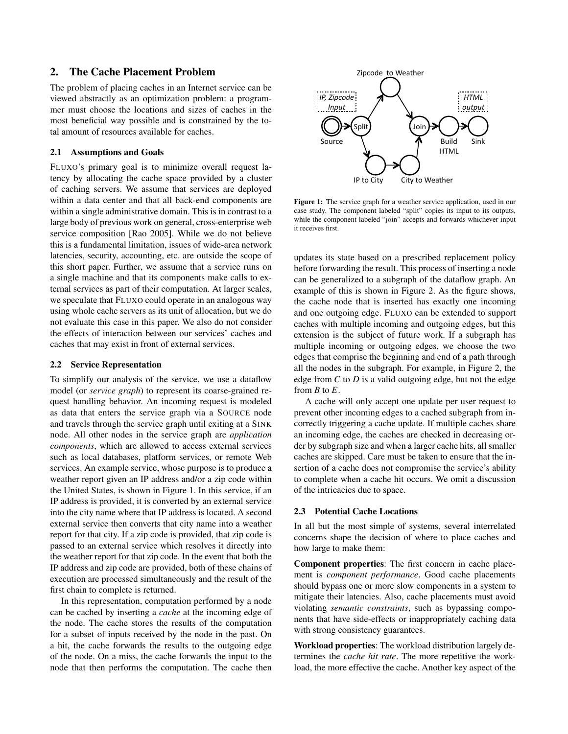## 2. The Cache Placement Problem

The problem of placing caches in an Internet service can be viewed abstractly as an optimization problem: a programmer must choose the locations and sizes of caches in the most beneficial way possible and is constrained by the total amount of resources available for caches.

### 2.1 Assumptions and Goals

FLUXO's primary goal is to minimize overall request latency by allocating the cache space provided by a cluster of caching servers. We assume that services are deployed within a data center and that all back-end components are within a single administrative domain. This is in contrast to a large body of previous work on general, cross-enterprise web service composition [Rao 2005]. While we do not believe this is a fundamental limitation, issues of wide-area network latencies, security, accounting, etc. are outside the scope of this short paper. Further, we assume that a service runs on a single machine and that its components make calls to external services as part of their computation. At larger scales, we speculate that FLUXO could operate in an analogous way using whole cache servers as its unit of allocation, but we do not evaluate this case in this paper. We also do not consider the effects of interaction between our services' caches and caches that may exist in front of external services.

### 2.2 Service Representation

To simplify our analysis of the service, we use a dataflow model (or *service graph*) to represent its coarse-grained request handling behavior. An incoming request is modeled as data that enters the service graph via a SOURCE node and travels through the service graph until exiting at a SINK node. All other nodes in the service graph are *application components*, which are allowed to access external services such as local databases, platform services, or remote Web services. An example service, whose purpose is to produce a weather report given an IP address and/or a zip code within the United States, is shown in Figure 1. In this service, if an IP address is provided, it is converted by an external service into the city name where that IP address is located. A second external service then converts that city name into a weather report for that city. If a zip code is provided, that zip code is passed to an external service which resolves it directly into the weather report for that zip code. In the event that both the IP address and zip code are provided, both of these chains of execution are processed simultaneously and the result of the first chain to complete is returned.

In this representation, computation performed by a node can be cached by inserting a *cache* at the incoming edge of the node. The cache stores the results of the computation for a subset of inputs received by the node in the past. On a hit, the cache forwards the results to the outgoing edge of the node. On a miss, the cache forwards the input to the node that then performs the computation. The cache then updates its state based on a prescribed replacement policy before forwarding the result. This process of inserting a node can be generalized to a subgraph of the dataflow graph. An example of this is shown in Figure 2. As the figure shows, the cache node that is inserted has exactly one incoming and one outgoing edge. FLUXO can be extended to support caches with multiple incoming and outgoing edges, but this extension is the subject of future work. If a subgraph has multiple incoming or outgoing edges, we choose the two edges that comprise the beginning and end of a path through all the nodes in the subgraph. For example, in Figure 2, the edge from $C$ to $D$ is a valid outgoing edge, but not the edge from $B$ to $E$.

Zipcode to Weather
IP, Zipcode Input
HTML output
Split
Join
Source
Build HTML
Sink
IP to City
City to Weather

**Figure 1:** The service graph for a weather service application, used in our case study. The component labeled "split" copies its input to its outputs, while the component labeled "join" accepts and forwards whichever input it receives first.

A cache will only accept one update per user request to prevent other incoming edges to a cached subgraph from incorrectly triggering a cache update. If multiple caches share an incoming edge, the caches are checked in decreasing order by subgraph size and when a larger cache hits, all smaller caches are skipped. Care must be taken to ensure that the insertion of a cache does not compromise the service's ability to complete when a cache hit occurs. We omit a discussion of the intricacies due to space.

### 2.3 Potential Cache Locations

In all but the most simple of systems, several interrelated concerns shape the decision of where to place caches and how large to make them:

**Component properties**: The first concern in cache placement is *component performance*. Good cache placements should bypass one or more slow components in a system to mitigate their latencies. Also, cache placements must avoid violating *semantic constraints*, such as bypassing components that have side-effects or inappropriately caching data with strong consistency guarantees.

**Workload properties**: The workload distribution largely determines the *cache hit rate*. The more repetitive the workload, the more effective the cache. Another key aspect of the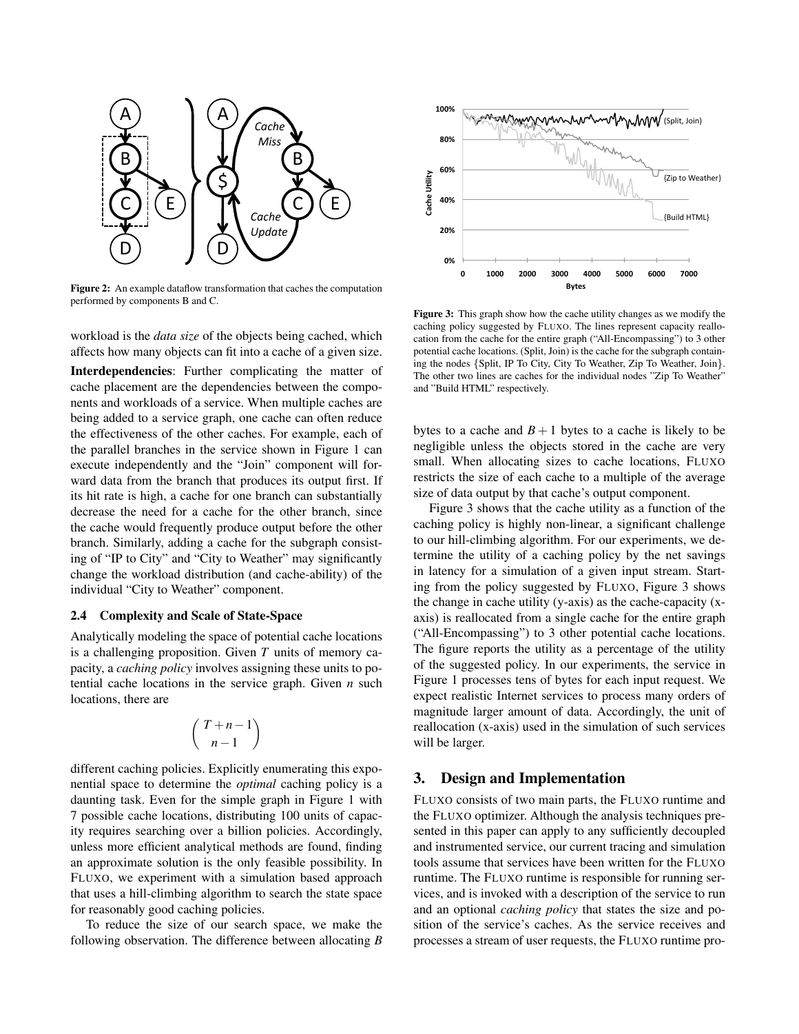Figure 2: An example dataflow transformation that caches the computation performed by components B and C.

Figure 3: This graph show how the cache utility changes as we modify the caching policy suggested by FLUXO. The lines represent capacity reallocation from the cache for the entire graph ("All-Encompassing") to 3 other potential cache locations. (Split, Join) is the cache for the subgraph containing the nodes {Split, IP To City, City To Weather, Zip To Weather, Join}. The other two lines are caches for the individual nodes "Zip To Weather" and "Build HTML" respectively.

workload is the *data size* of the objects being cached, which affects how many objects can fit into a cache of a given size.

**Interdependencies**: Further complicating the matter of cache placement are the dependencies between the components and workloads of a service. When multiple caches are being added to a service graph, one cache can often reduce the effectiveness of the other caches. For example, each of the parallel branches in the service shown in Figure 1 can execute independently and the "Join" component will forward data from the branch that produces its output first. If its hit rate is high, a cache for one branch can substantially decrease the need for a cache for the other branch, since the cache would frequently produce output before the other branch. Similarly, adding a cache for the subgraph consisting of "IP to City" and "City to Weather" may significantly change the workload distribution (and cache-ability) of the individual "City to Weather" component.

### 2.4 Complexity and Scale of State-Space

Analytically modeling the space of potential cache locations is a challenging proposition. Given $T$ units of memory capacity, a *caching policy* involves assigning these units to potential cache locations in the service graph. Given $n$ such locations, there are

$$\binom{T+n-1}{n-1}$$

different caching policies. Explicitly enumerating this exponential space to determine the *optimal* caching policy is a daunting task. Even for the simple graph in Figure 1 with 7 possible cache locations, distributing 100 units of capacity requires searching over a billion policies. Accordingly, unless more efficient analytical methods are found, finding an approximate solution is the only feasible possibility. In FLUXO, we experiment with a simulation based approach that uses a hill-climbing algorithm to search the state space for reasonably good caching policies.

To reduce the size of our search space, we make the following observation. The difference between allocating $B$ bytes to a cache and $B+1$ bytes to a cache is likely to be negligible unless the objects stored in the cache are very small. When allocating sizes to cache locations, FLUXO restricts the size of each cache to a multiple of the average size of data output by that cache's output component.

Figure 3 shows that the cache utility as a function of the caching policy is highly non-linear, a significant challenge to our hill-climbing algorithm. For our experiments, we determine the utility of a caching policy by the net savings in latency for a simulation of a given input stream. Starting from the policy suggested by FLUXO, Figure 3 shows the change in cache utility (y-axis) as the cache-capacity (x-axis) is reallocated from a single cache for the entire graph ("All-Encompassing") to 3 other potential cache locations. The figure reports the utility as a percentage of the utility of the suggested policy. In our experiments, the service in Figure 1 processes tens of bytes for each input request. We expect realistic Internet services to process many orders of magnitude larger amount of data. Accordingly, the unit of reallocation (x-axis) used in the simulation of such services will be larger.

## 3. Design and Implementation

FLUXO consists of two main parts, the FLUXO runtime and the FLUXO optimizer. Although the analysis techniques presented in this paper can apply to any sufficiently decoupled and instrumented service, our current tracing and simulation tools assume that services have been written for the FLUXO runtime. The FLUXO runtime is responsible for running services, and is invoked with a description of the service to run and an optional *caching policy* that states the size and position of the service's caches. As the service receives and processes a stream of user requests, the FLUXO runtime pro-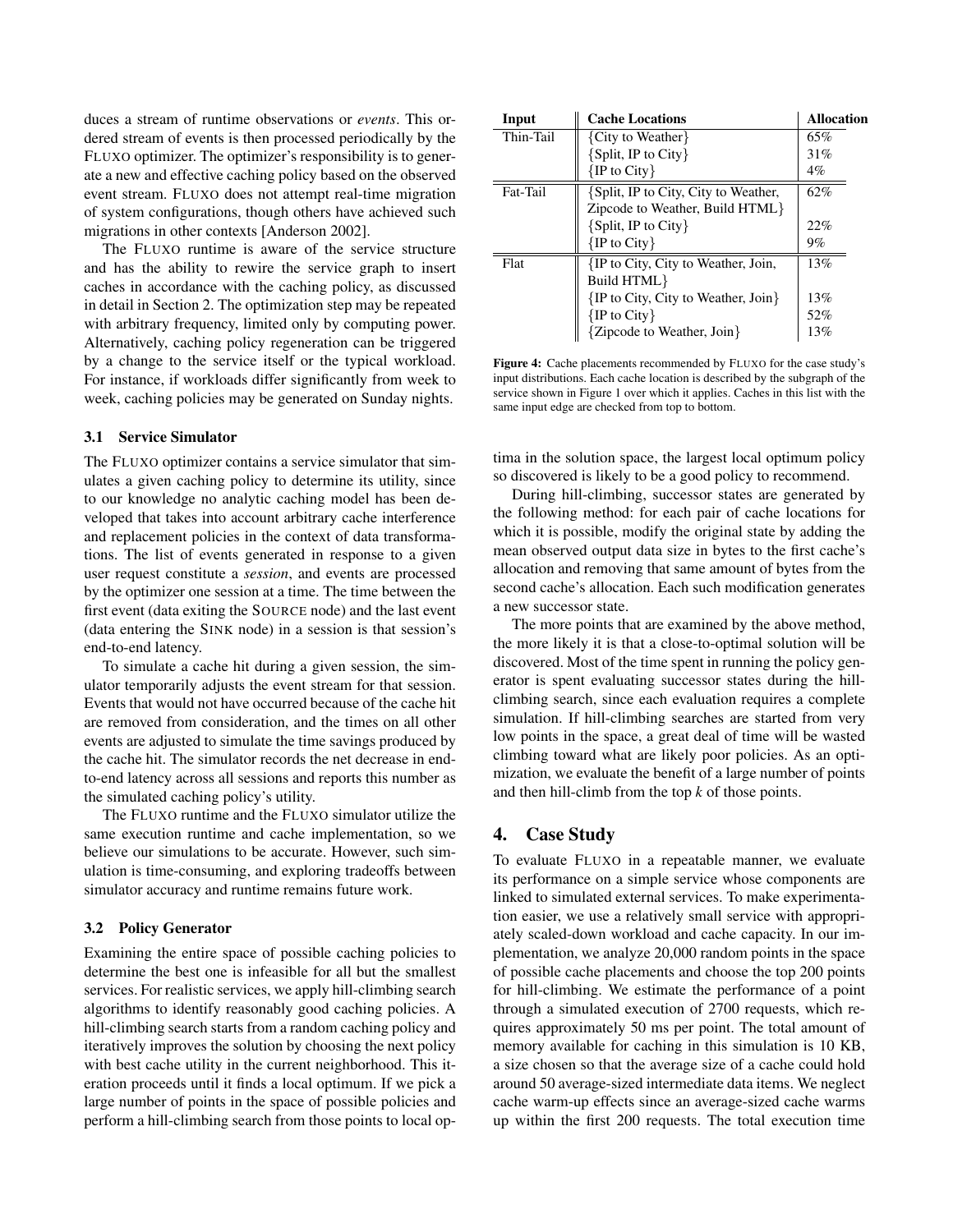duces a stream of runtime observations or *events*. This ordered stream of events is then processed periodically by the FLUXO optimizer. The optimizer's responsibility is to generate a new and effective caching policy based on the observed event stream. FLUXO does not attempt real-time migration of system configurations, though others have achieved such migrations in other contexts [Anderson 2002].

The FLUXO runtime is aware of the service structure and has the ability to rewire the service graph to insert caches in accordance with the caching policy, as discussed in detail in Section 2. The optimization step may be repeated with arbitrary frequency, limited only by computing power. Alternatively, caching policy regeneration can be triggered by a change to the service itself or the typical workload. For instance, if workloads differ significantly from week to week, caching policies may be generated on Sunday nights.

### 3.1 Service Simulator

The FLUXO optimizer contains a service simulator that simulates a given caching policy to determine its utility, since to our knowledge no analytic caching model has been developed that takes into account arbitrary cache interference and replacement policies in the context of data transformations. The list of events generated in response to a given user request constitute a *session*, and events are processed by the optimizer one session at a time. The time between the first event (data exiting the SOURCE node) and the last event (data entering the SINK node) in a session is that session's end-to-end latency.

To simulate a cache hit during a given session, the simulator temporarily adjusts the event stream for that session. Events that would not have occurred because of the cache hit are removed from consideration, and the times on all other events are adjusted to simulate the time savings produced by the cache hit. The simulator records the net decrease in end-to-end latency across all sessions and reports this number as the simulated caching policy's utility.

The FLUXO runtime and the FLUXO simulator utilize the same execution runtime and cache implementation, so we believe our simulations to be accurate. However, such simulation is time-consuming, and exploring tradeoffs between simulator accuracy and runtime remains future work.

### 3.2 Policy Generator

Examining the entire space of possible caching policies to determine the best one is infeasible for all but the smallest services. For realistic services, we apply hill-climbing search algorithms to identify reasonably good caching policies. A hill-climbing search starts from a random caching policy and iteratively improves the solution by choosing the next policy with best cache utility in the current neighborhood. This iteration proceeds until it finds a local optimum. If we pick a large number of points in the space of possible policies and perform a hill-climbing search from those points to local optima in the solution space, the largest local optimum policy so discovered is likely to be a good policy to recommend.

| Input | Cache Locations | Allocation |
|---|---|---|
| Thin-Tail | {City to Weather} | 65% |
| | {Split, IP to City} | 31% |
| | {IP to City} | 4% |
| Fat-Tail | {Split, IP to City, City to Weather, Zipcode to Weather, Build HTML} | 62% |
| | {Split, IP to City} | 22% |
| | {IP to City} | 9% |
| Flat | {IP to City, City to Weather, Join, Build HTML} | 13% |
| | {IP to City, City to Weather, Join} | 13% |
| | {IP to City} | 52% |
| | {Zipcode to Weather, Join} | 13% |

**Figure 4:** Cache placements recommended by FLUXO for the case study's input distributions. Each cache location is described by the subgraph of the service shown in Figure 1 over which it applies. Caches in this list with the same input edge are checked from top to bottom.

During hill-climbing, successor states are generated by the following method: for each pair of cache locations for which it is possible, modify the original state by adding the mean observed output data size in bytes to the first cache's allocation and removing that same amount of bytes from the second cache's allocation. Each such modification generates a new successor state.

The more points that are examined by the above method, the more likely it is that a close-to-optimal solution will be discovered. Most of the time spent in running the policy generator is spent evaluating successor states during the hill-climbing search, since each evaluation requires a complete simulation. If hill-climbing searches are started from very low points in the space, a great deal of time will be wasted climbing toward what are likely poor policies. As an optimization, we evaluate the benefit of a large number of points and then hill-climb from the top $k$ of those points.

## 4. Case Study

To evaluate FLUXO in a repeatable manner, we evaluate its performance on a simple service whose components are linked to simulated external services. To make experimentation easier, we use a relatively small service with appropriately scaled-down workload and cache capacity. In our implementation, we analyze 20,000 random points in the space of possible cache placements and choose the top 200 points for hill-climbing. We estimate the performance of a point through a simulated execution of 2700 requests, which requires approximately 50 ms per point. The total amount of memory available for caching in this simulation is 10 KB, a size chosen so that the average size of a cache could hold around 50 average-sized intermediate data items. We neglect cache warm-up effects since an average-sized cache warms up within the first 200 requests. The total execution time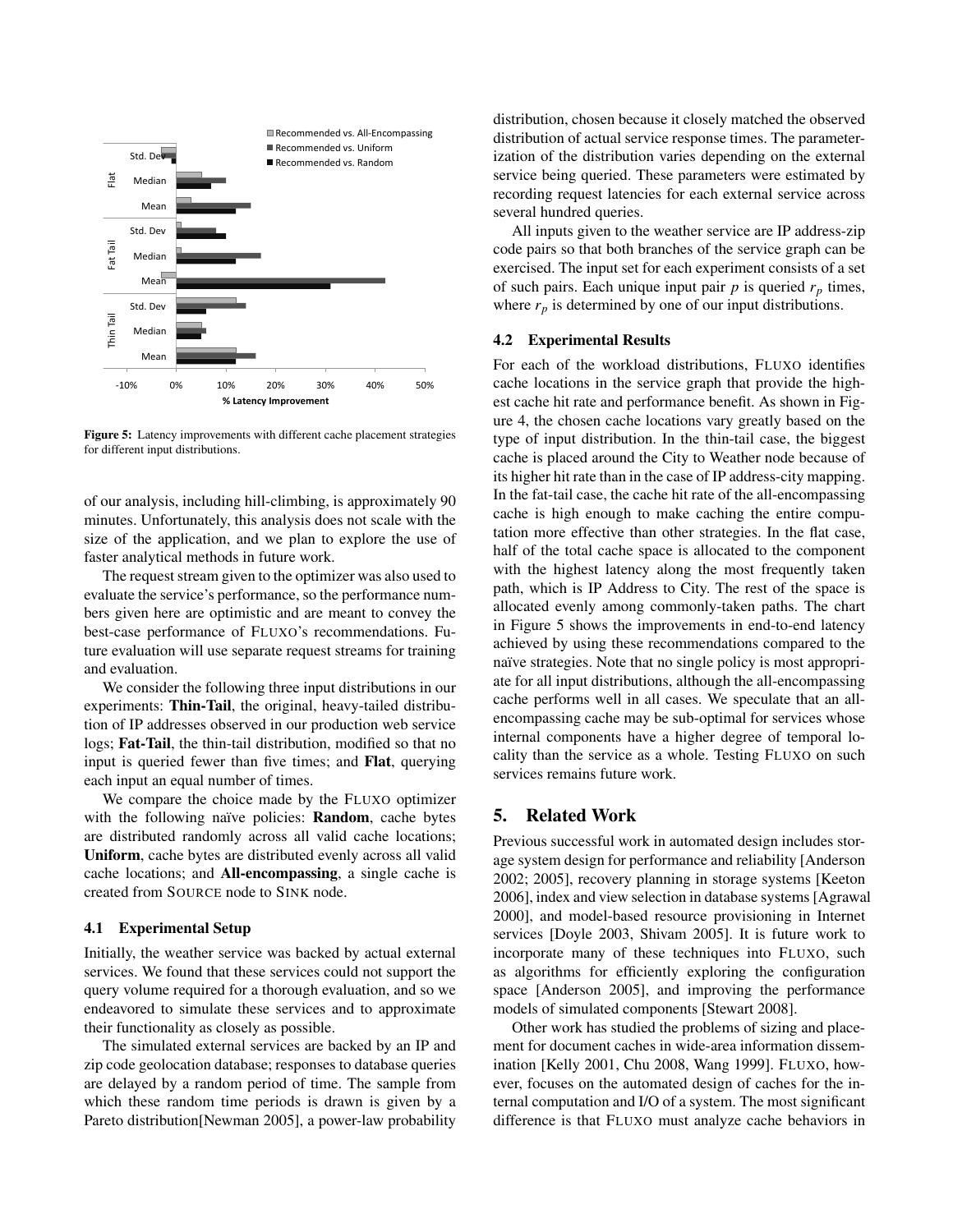Figure 5: Latency improvements with different cache placement strategies for different input distributions.

of our analysis, including hill-climbing, is approximately 90 minutes. Unfortunately, this analysis does not scale with the size of the application, and we plan to explore the use of faster analytical methods in future work.

The request stream given to the optimizer was also used to evaluate the service's performance, so the performance numbers given here are optimistic and are meant to convey the best-case performance of FLUXO's recommendations. Future evaluation will use separate request streams for training and evaluation.

We consider the following three input distributions in our experiments: **Thin-Tail**, the original, heavy-tailed distribution of IP addresses observed in our production web service logs; **Fat-Tail**, the thin-tail distribution, modified so that no input is queried fewer than five times; and **Flat**, querying each input an equal number of times.

We compare the choice made by the FLUXO optimizer with the following naïve policies: **Random**, cache bytes are distributed randomly across all valid cache locations; **Uniform**, cache bytes are distributed evenly across all valid cache locations; and **All-encompassing**, a single cache is created from SOURCE node to SINK node.

### 4.1 Experimental Setup

Initially, the weather service was backed by actual external services. We found that these services could not support the query volume required for a thorough evaluation, and so we endeavored to simulate these services and to approximate their functionality as closely as possible.

The simulated external services are backed by an IP and zip code geolocation database; responses to database queries are delayed by a random period of time. The sample from which these random time periods is drawn is given by a Pareto distribution[Newman 2005], a power-law probability distribution, chosen because it closely matched the observed distribution of actual service response times. The parameterization of the distribution varies depending on the external service being queried. These parameters were estimated by recording request latencies for each external service across several hundred queries.

All inputs given to the weather service are IP address-zip code pairs so that both branches of the service graph can be exercised. The input set for each experiment consists of a set of such pairs. Each unique input pair $p$ is queried $r_p$ times, where $r_p$ is determined by one of our input distributions.

### 4.2 Experimental Results

For each of the workload distributions, FLUXO identifies cache locations in the service graph that provide the highest cache hit rate and performance benefit. As shown in Figure 4, the chosen cache locations vary greatly based on the type of input distribution. In the thin-tail case, the biggest cache is placed around the City to Weather node because of its higher hit rate than in the case of IP address-city mapping. In the fat-tail case, the cache hit rate of the all-encompassing cache is high enough to make caching the entire computation more effective than other strategies. In the flat case, half of the total cache space is allocated to the component with the highest latency along the most frequently taken path, which is IP Address to City. The rest of the space is allocated evenly among commonly-taken paths. The chart in Figure 5 shows the improvements in end-to-end latency achieved by using these recommendations compared to the naïve strategies. Note that no single policy is most appropriate for all input distributions, although the all-encompassing cache performs well in all cases. We speculate that an all-encompassing cache may be sub-optimal for services whose internal components have a higher degree of temporal locality than the service as a whole. Testing FLUXO on such services remains future work.

## 5. Related Work

Previous successful work in automated design includes storage system design for performance and reliability [Anderson 2002; 2005], recovery planning in storage systems [Keeton 2006], index and view selection in database systems [Agrawal 2000], and model-based resource provisioning in Internet services [Doyle 2003, Shivam 2005]. It is future work to incorporate many of these techniques into FLUXO, such as algorithms for efficiently exploring the configuration space [Anderson 2005], and improving the performance models of simulated components [Stewart 2008].

Other work has studied the problems of sizing and placement for document caches in wide-area information dissemination [Kelly 2001, Chu 2008, Wang 1999]. FLUXO, however, focuses on the automated design of caches for the internal computation and I/O of a system. The most significant difference is that FLUXO must analyze cache behaviors in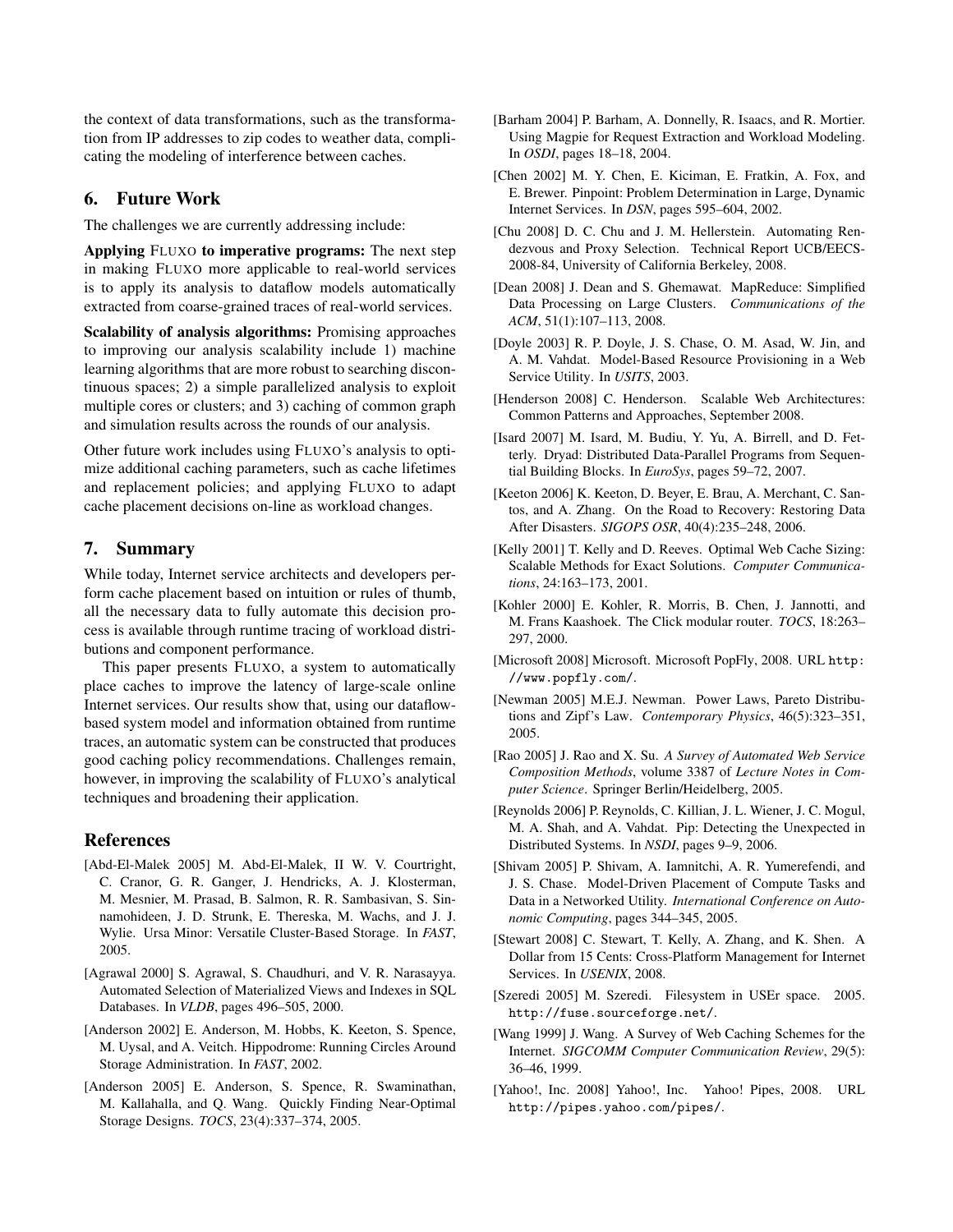the context of data transformations, such as the transformation from IP addresses to zip codes to weather data, complicating the modeling of interference between caches.

## 6. Future Work

The challenges we are currently addressing include:

**Applying FLUXO to imperative programs:** The next step in making FLUXO more applicable to real-world services is to apply its analysis to dataflow models automatically extracted from coarse-grained traces of real-world services.

**Scalability of analysis algorithms:** Promising approaches to improving our analysis scalability include 1) machine learning algorithms that are more robust to searching discontinuous spaces; 2) a simple parallelized analysis to exploit multiple cores or clusters; and 3) caching of common graph and simulation results across the rounds of our analysis.

Other future work includes using FLUXO's analysis to optimize additional caching parameters, such as cache lifetimes and replacement policies; and applying FLUXO to adapt cache placement decisions on-line as workload changes.

## 7. Summary

While today, Internet service architects and developers perform cache placement based on intuition or rules of thumb, all the necessary data to fully automate this decision process is available through runtime tracing of workload distributions and component performance.

This paper presents FLUXO, a system to automatically place caches to improve the latency of large-scale online Internet services. Our results show that, using our dataflow-based system model and information obtained from runtime traces, an automatic system can be constructed that produces good caching policy recommendations. Challenges remain, however, in improving the scalability of FLUXO's analytical techniques and broadening their application.

## References

[Abd-El-Malek 2005] M. Abd-El-Malek, II W. V. Courtright, C. Cranor, G. R. Ganger, J. Hendricks, A. J. Klosterman, M. Mesnier, M. Prasad, B. Salmon, R. R. Sambasivan, S. Sinnamohideen, J. D. Strunk, E. Thereska, M. Wachs, and J. J. Wylie. Ursa Minor: Versatile Cluster-Based Storage. In *FAST*, 2005.

[Agrawal 2000] S. Agrawal, S. Chaudhuri, and V. R. Narasayya. Automated Selection of Materialized Views and Indexes in SQL Databases. In *VLDB*, pages 496–505, 2000.

[Anderson 2002] E. Anderson, M. Hobbs, K. Keeton, S. Spence, M. Uysal, and A. Veitch. Hippodrome: Running Circles Around Storage Administration. In *FAST*, 2002.

[Anderson 2005] E. Anderson, S. Spence, R. Swaminathan, M. Kallahalla, and Q. Wang. Quickly Finding Near-Optimal Storage Designs. *TOCS*, 23(4):337–374, 2005.

[Barham 2004] P. Barham, A. Donnelly, R. Isaacs, and R. Mortier. Using Magpie for Request Extraction and Workload Modeling. In *OSDI*, pages 18–18, 2004.

[Chen 2002] M. Y. Chen, E. Kiciman, E. Fratkin, A. Fox, and E. Brewer. Pinpoint: Problem Determination in Large, Dynamic Internet Services. In *DSN*, pages 595–604, 2002.

[Chu 2008] D. C. Chu and J. M. Hellerstein. Automating Rendezvous and Proxy Selection. Technical Report UCB/EECS-2008-84, University of California Berkeley, 2008.

[Dean 2008] J. Dean and S. Ghemawat. MapReduce: Simplified Data Processing on Large Clusters. *Communications of the ACM*, 51(1):107–113, 2008.

[Doyle 2003] R. P. Doyle, J. S. Chase, O. M. Asad, W. Jin, and A. M. Vahdat. Model-Based Resource Provisioning in a Web Service Utility. In *USITS*, 2003.

[Henderson 2008] C. Henderson. Scalable Web Architectures: Common Patterns and Approaches, September 2008.

[Isard 2007] M. Isard, M. Budiu, Y. Yu, A. Birrell, and D. Fetterly. Dryad: Distributed Data-Parallel Programs from Sequential Building Blocks. In *EuroSys*, pages 59–72, 2007.

[Keeton 2006] K. Keeton, D. Beyer, E. Brau, A. Merchant, C. Santos, and A. Zhang. On the Road to Recovery: Restoring Data After Disasters. *SIGOPS OSR*, 40(4):235–248, 2006.

[Kelly 2001] T. Kelly and D. Reeves. Optimal Web Cache Sizing: Scalable Methods for Exact Solutions. *Computer Communications*, 24:163–173, 2001.

[Kohler 2000] E. Kohler, R. Morris, B. Chen, J. Jannotti, and M. Frans Kaashoek. The Click modular router. *TOCS*, 18:263–297, 2000.

[Microsoft 2008] Microsoft. Microsoft PopFly, 2008. URL `http://www.popfly.com/`.

[Newman 2005] M.E.J. Newman. Power Laws, Pareto Distributions and Zipf's Law. *Contemporary Physics*, 46(5):323–351, 2005.

[Rao 2005] J. Rao and X. Su. *A Survey of Automated Web Service Composition Methods*, volume 3387 of *Lecture Notes in Computer Science*. Springer Berlin/Heidelberg, 2005.

[Reynolds 2006] P. Reynolds, C. Killian, J. L. Wiener, J. C. Mogul, M. A. Shah, and A. Vahdat. Pip: Detecting the Unexpected in Distributed Systems. In *NSDI*, pages 9–9, 2006.

[Shivam 2005] P. Shivam, A. Iamnitchi, A. R. Yumerefendi, and J. S. Chase. Model-Driven Placement of Compute Tasks and Data in a Networked Utility. *International Conference on Autonomic Computing*, pages 344–345, 2005.

[Stewart 2008] C. Stewart, T. Kelly, A. Zhang, and K. Shen. A Dollar from 15 Cents: Cross-Platform Management for Internet Services. In *USENIX*, 2008.

[Szeredi 2005] M. Szeredi. Filesystem in USEr space. 2005. `http://fuse.sourceforge.net/`.

[Wang 1999] J. Wang. A Survey of Web Caching Schemes for the Internet. *SIGCOMM Computer Communication Review*, 29(5): 36–46, 1999.

[Yahoo!, Inc. 2008] Yahoo!, Inc. Yahoo! Pipes, 2008. URL `http://pipes.yahoo.com/pipes/`.